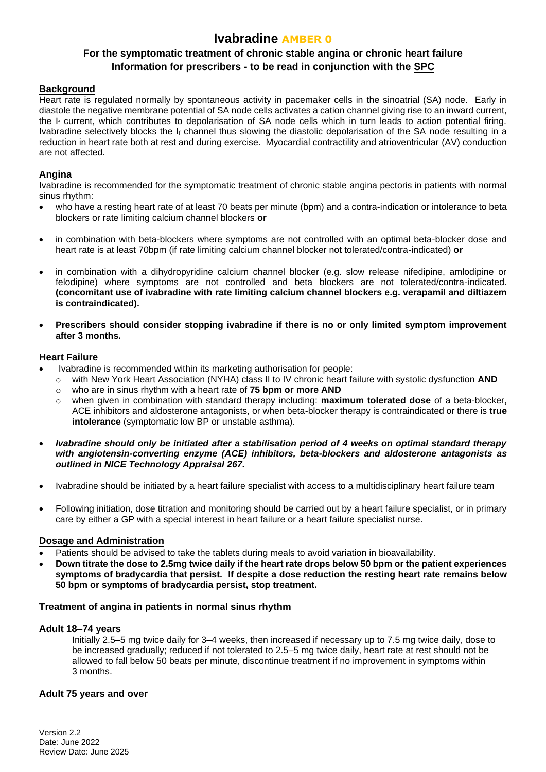# Ivabradine AMBER 0

## For the symptomatic treatment of chronic stable angina or chronic heart failure
## Information for prescribers - to be read in conjunction with the SPC

### Background

Heart rate is regulated normally by spontaneous activity in pacemaker cells in the sinoatrial (SA) node. Early in diastole the negative membrane potential of SA node cells activates a cation channel giving rise to an inward current, the $I_f$ current, which contributes to depolarisation of SA node cells which in turn leads to action potential firing. Ivabradine selectively blocks the $I_f$ channel thus slowing the diastolic depolarisation of the SA node resulting in a reduction in heart rate both at rest and during exercise. Myocardial contractility and atrioventricular (AV) conduction are not affected.

### Angina

Ivabradine is recommended for the symptomatic treatment of chronic stable angina pectoris in patients with normal sinus rhythm:

- who have a resting heart rate of at least 70 beats per minute (bpm) and a contra-indication or intolerance to beta blockers or rate limiting calcium channel blockers **or**
- in combination with beta-blockers where symptoms are not controlled with an optimal beta-blocker dose and heart rate is at least 70bpm (if rate limiting calcium channel blocker not tolerated/contra-indicated) **or**
- in combination with a dihydropyridine calcium channel blocker (e.g. slow release nifedipine, amlodipine or felodipine) where symptoms are not controlled and beta blockers are not tolerated/contra-indicated. **(concomitant use of ivabradine with rate limiting calcium channel blockers e.g. verapamil and diltiazem is contraindicated).**
- **Prescribers should consider stopping ivabradine if there is no or only limited symptom improvement after 3 months.**

### Heart Failure

- Ivabradine is recommended within its marketing authorisation for people:
  - with New York Heart Association (NYHA) class II to IV chronic heart failure with systolic dysfunction **AND**
  - who are in sinus rhythm with a heart rate of **75 bpm or more AND**
  - when given in combination with standard therapy including: **maximum tolerated dose** of a beta-blocker, ACE inhibitors and aldosterone antagonists, or when beta-blocker therapy is contraindicated or there is **true intolerance** (symptomatic low BP or unstable asthma).
- ***Ivabradine should only be initiated after a stabilisation period of 4 weeks on optimal standard therapy with angiotensin-converting enzyme (ACE) inhibitors, beta-blockers and aldosterone antagonists as outlined in NICE Technology Appraisal 267.***
- Ivabradine should be initiated by a heart failure specialist with access to a multidisciplinary heart failure team
- Following initiation, dose titration and monitoring should be carried out by a heart failure specialist, or in primary care by either a GP with a special interest in heart failure or a heart failure specialist nurse.

### Dosage and Administration

- Patients should be advised to take the tablets during meals to avoid variation in bioavailability.
- **Down titrate the dose to 2.5mg twice daily if the heart rate drops below 50 bpm or the patient experiences symptoms of bradycardia that persist. If despite a dose reduction the resting heart rate remains below 50 bpm or symptoms of bradycardia persist, stop treatment.**

#### Treatment of angina in patients in normal sinus rhythm

#### Adult 18–74 years

Initially 2.5–5 mg twice daily for 3–4 weeks, then increased if necessary up to 7.5 mg twice daily, dose to be increased gradually; reduced if not tolerated to 2.5–5 mg twice daily, heart rate at rest should not be allowed to fall below 50 beats per minute, discontinue treatment if no improvement in symptoms within 3 months.

#### Adult 75 years and over

Version 2.2
Date: June 2022
Review Date: June 2025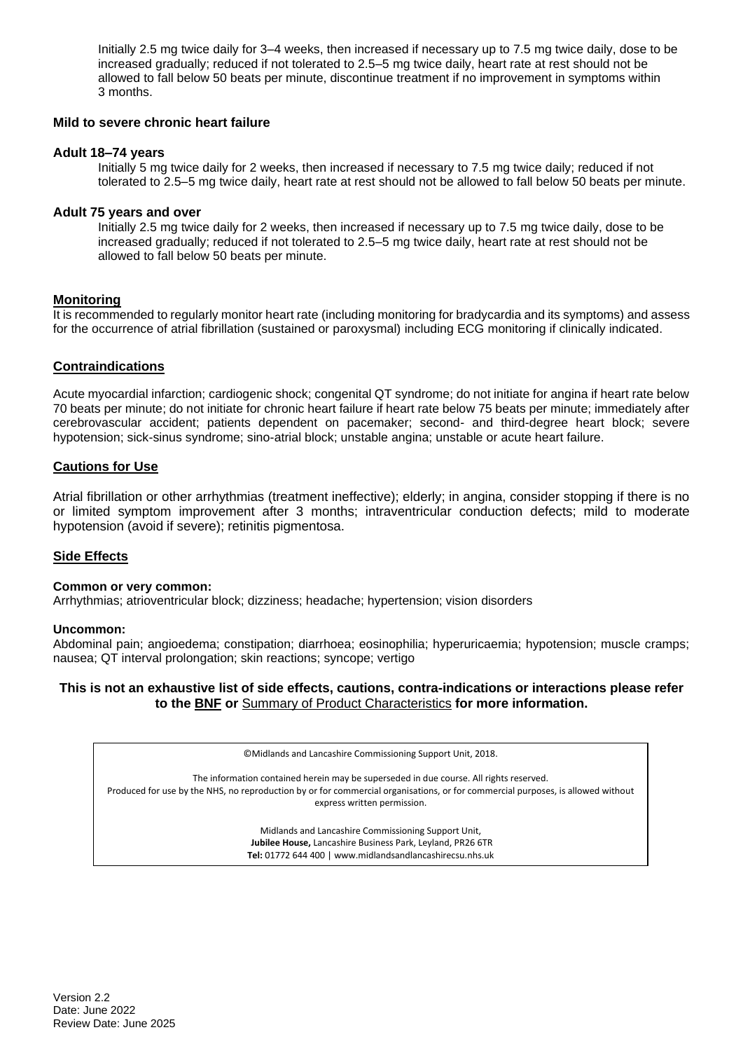Initially 2.5 mg twice daily for 3–4 weeks, then increased if necessary up to 7.5 mg twice daily, dose to be increased gradually; reduced if not tolerated to 2.5–5 mg twice daily, heart rate at rest should not be allowed to fall below 50 beats per minute, discontinue treatment if no improvement in symptoms within 3 months.

**Mild to severe chronic heart failure**

**Adult 18–74 years**

Initially 5 mg twice daily for 2 weeks, then increased if necessary to 7.5 mg twice daily; reduced if not tolerated to 2.5–5 mg twice daily, heart rate at rest should not be allowed to fall below 50 beats per minute.

**Adult 75 years and over**

Initially 2.5 mg twice daily for 2 weeks, then increased if necessary up to 7.5 mg twice daily, dose to be increased gradually; reduced if not tolerated to 2.5–5 mg twice daily, heart rate at rest should not be allowed to fall below 50 beats per minute.

## Monitoring

It is recommended to regularly monitor heart rate (including monitoring for bradycardia and its symptoms) and assess for the occurrence of atrial fibrillation (sustained or paroxysmal) including ECG monitoring if clinically indicated.

## Contraindications

Acute myocardial infarction; cardiogenic shock; congenital QT syndrome; do not initiate for angina if heart rate below 70 beats per minute; do not initiate for chronic heart failure if heart rate below 75 beats per minute; immediately after cerebrovascular accident; patients dependent on pacemaker; second- and third-degree heart block; severe hypotension; sick-sinus syndrome; sino-atrial block; unstable angina; unstable or acute heart failure.

## Cautions for Use

Atrial fibrillation or other arrhythmias (treatment ineffective); elderly; in angina, consider stopping if there is no or limited symptom improvement after 3 months; intraventricular conduction defects; mild to moderate hypotension (avoid if severe); retinitis pigmentosa.

## Side Effects

**Common or very common:**
Arrhythmias; atrioventricular block; dizziness; headache; hypertension; vision disorders

**Uncommon:**
Abdominal pain; angioedema; constipation; diarrhoea; eosinophilia; hyperuricaemia; hypotension; muscle cramps; nausea; QT interval prolongation; skin reactions; syncope; vertigo

**This is not an exhaustive list of side effects, cautions, contra-indications or interactions please refer to the BNF or Summary of Product Characteristics for more information.**

©Midlands and Lancashire Commissioning Support Unit, 2018.

The information contained herein may be superseded in due course. All rights reserved.
Produced for use by the NHS, no reproduction by or for commercial organisations, or for commercial purposes, is allowed without express written permission.

Midlands and Lancashire Commissioning Support Unit,
**Jubilee House,** Lancashire Business Park, Leyland, PR26 6TR
**Tel:** 01772 644 400 | www.midlandsandlancashirecsu.nhs.uk

Version 2.2
Date: June 2022
Review Date: June 2025